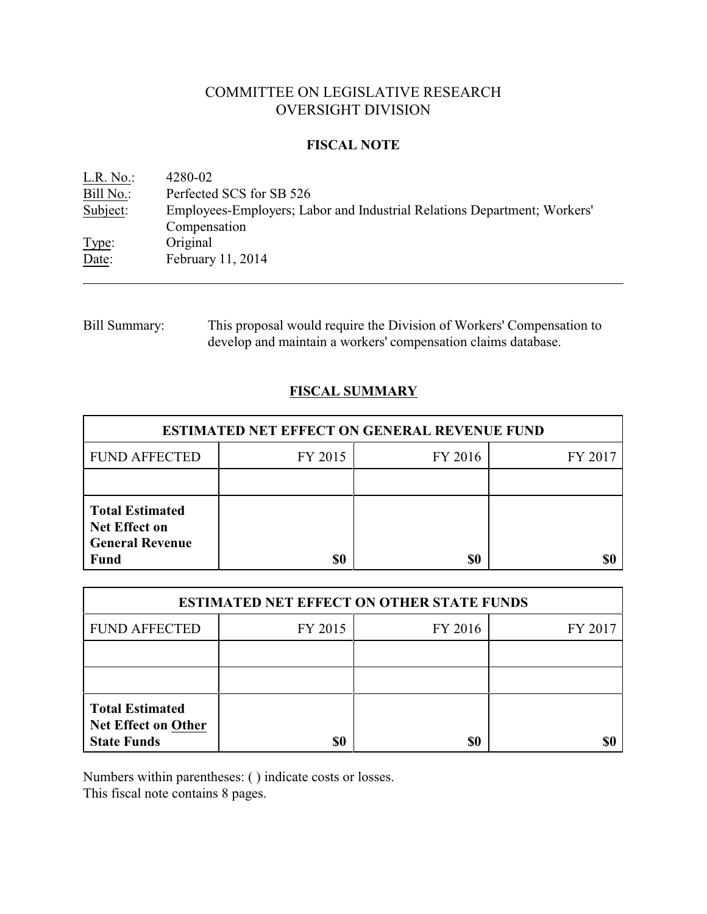# COMMITTEE ON LEGISLATIVE RESEARCH
# OVERSIGHT DIVISION

## FISCAL NOTE

L.R. No.: 4280-02
Bill No.: Perfected SCS for SB 526
Subject: Employees-Employers; Labor and Industrial Relations Department; Workers' Compensation
Type: Original
Date: February 11, 2014

---

Bill Summary: This proposal would require the Division of Workers' Compensation to develop and maintain a workers' compensation claims database.

## FISCAL SUMMARY

| ESTIMATED NET EFFECT ON GENERAL REVENUE FUND | | | |
|---|---|---|---|
| FUND AFFECTED | FY 2015 | FY 2016 | FY 2017 |
| | | | |
| **Total Estimated Net Effect on General Revenue Fund** | **$0** | **$0** | **$0** |

| ESTIMATED NET EFFECT ON OTHER STATE FUNDS | | | |
|---|---|---|---|
| FUND AFFECTED | FY 2015 | FY 2016 | FY 2017 |
| | | | |
| | | | |
| **Total Estimated Net Effect on Other State Funds** | **$0** | **$0** | **$0** |

Numbers within parentheses: ( ) indicate costs or losses.
This fiscal note contains 8 pages.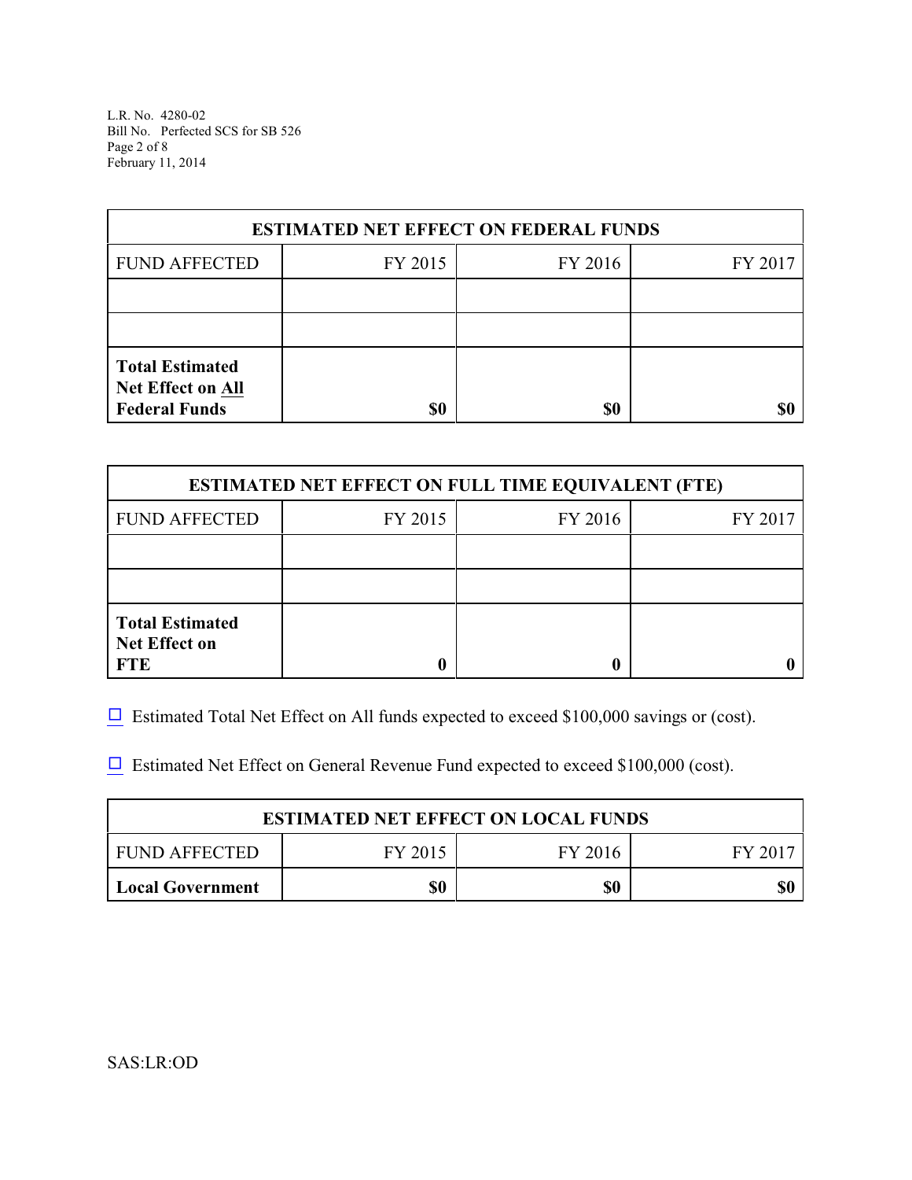| ESTIMATED NET EFFECT ON FEDERAL FUNDS | | | |
|---|---|---|---|
| FUND AFFECTED | FY 2015 | FY 2016 | FY 2017 |
| | | | |
| | | | |
| **Total Estimated Net Effect on All Federal Funds** | **$0** | **$0** | **$0** |

| ESTIMATED NET EFFECT ON FULL TIME EQUIVALENT (FTE) | | | |
|---|---|---|---|
| FUND AFFECTED | FY 2015 | FY 2016 | FY 2017 |
| | | | |
| | | | |
| **Total Estimated Net Effect on FTE** | **0** | **0** | **0** |

☐ Estimated Total Net Effect on All funds expected to exceed $100,000 savings or (cost).

☐ Estimated Net Effect on General Revenue Fund expected to exceed $100,000 (cost).

| ESTIMATED NET EFFECT ON LOCAL FUNDS | | | |
|---|---|---|---|
| FUND AFFECTED | FY 2015 | FY 2016 | FY 2017 |
| **Local Government** | **$0** | **$0** | **$0** |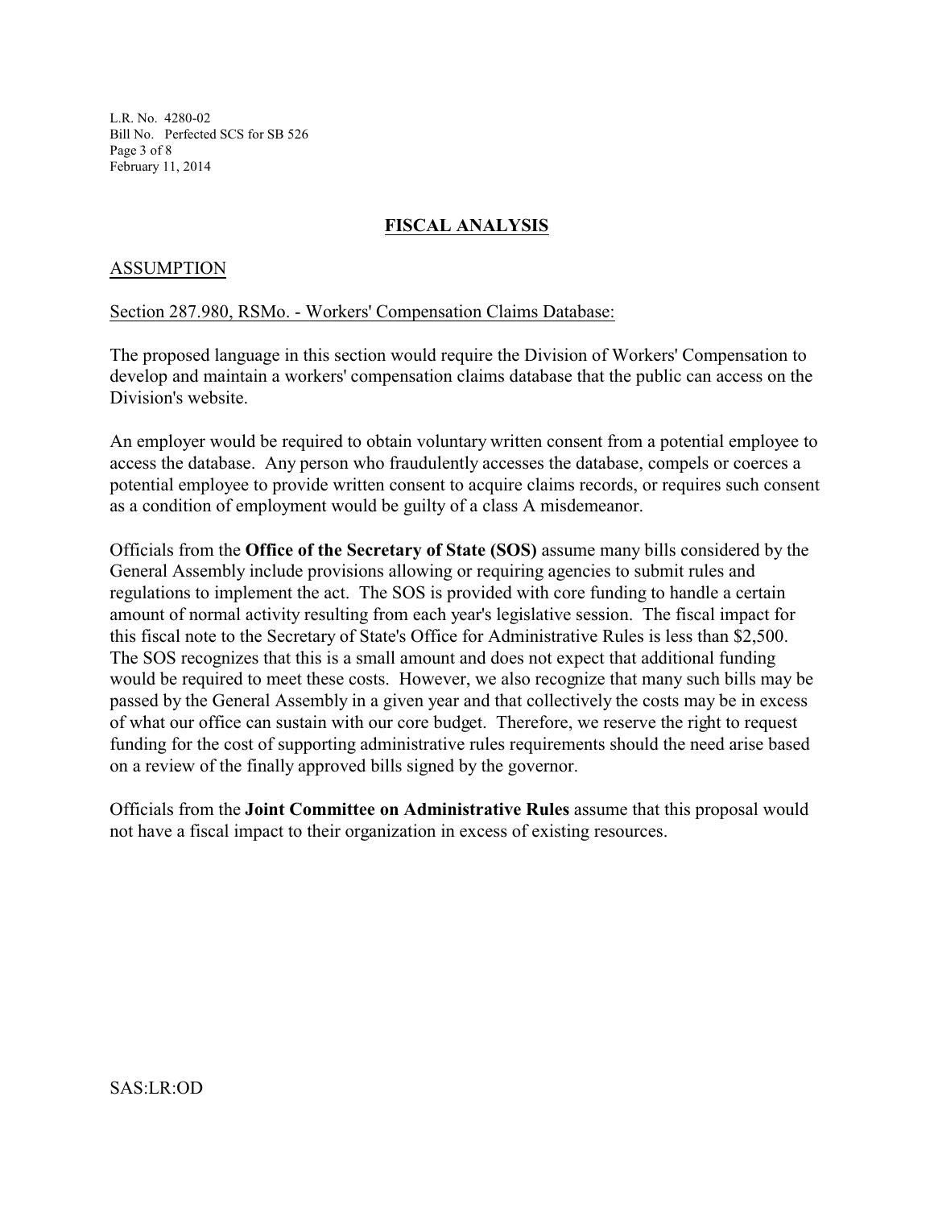## FISCAL ANALYSIS

### ASSUMPTION

Section 287.980, RSMo. - Workers' Compensation Claims Database:

The proposed language in this section would require the Division of Workers' Compensation to develop and maintain a workers' compensation claims database that the public can access on the Division's website.

An employer would be required to obtain voluntary written consent from a potential employee to access the database. Any person who fraudulently accesses the database, compels or coerces a potential employee to provide written consent to acquire claims records, or requires such consent as a condition of employment would be guilty of a class A misdemeanor.

Officials from the **Office of the Secretary of State (SOS)** assume many bills considered by the General Assembly include provisions allowing or requiring agencies to submit rules and regulations to implement the act. The SOS is provided with core funding to handle a certain amount of normal activity resulting from each year's legislative session. The fiscal impact for this fiscal note to the Secretary of State's Office for Administrative Rules is less than $2,500. The SOS recognizes that this is a small amount and does not expect that additional funding would be required to meet these costs. However, we also recognize that many such bills may be passed by the General Assembly in a given year and that collectively the costs may be in excess of what our office can sustain with our core budget. Therefore, we reserve the right to request funding for the cost of supporting administrative rules requirements should the need arise based on a review of the finally approved bills signed by the governor.

Officials from the **Joint Committee on Administrative Rules** assume that this proposal would not have a fiscal impact to their organization in excess of existing resources.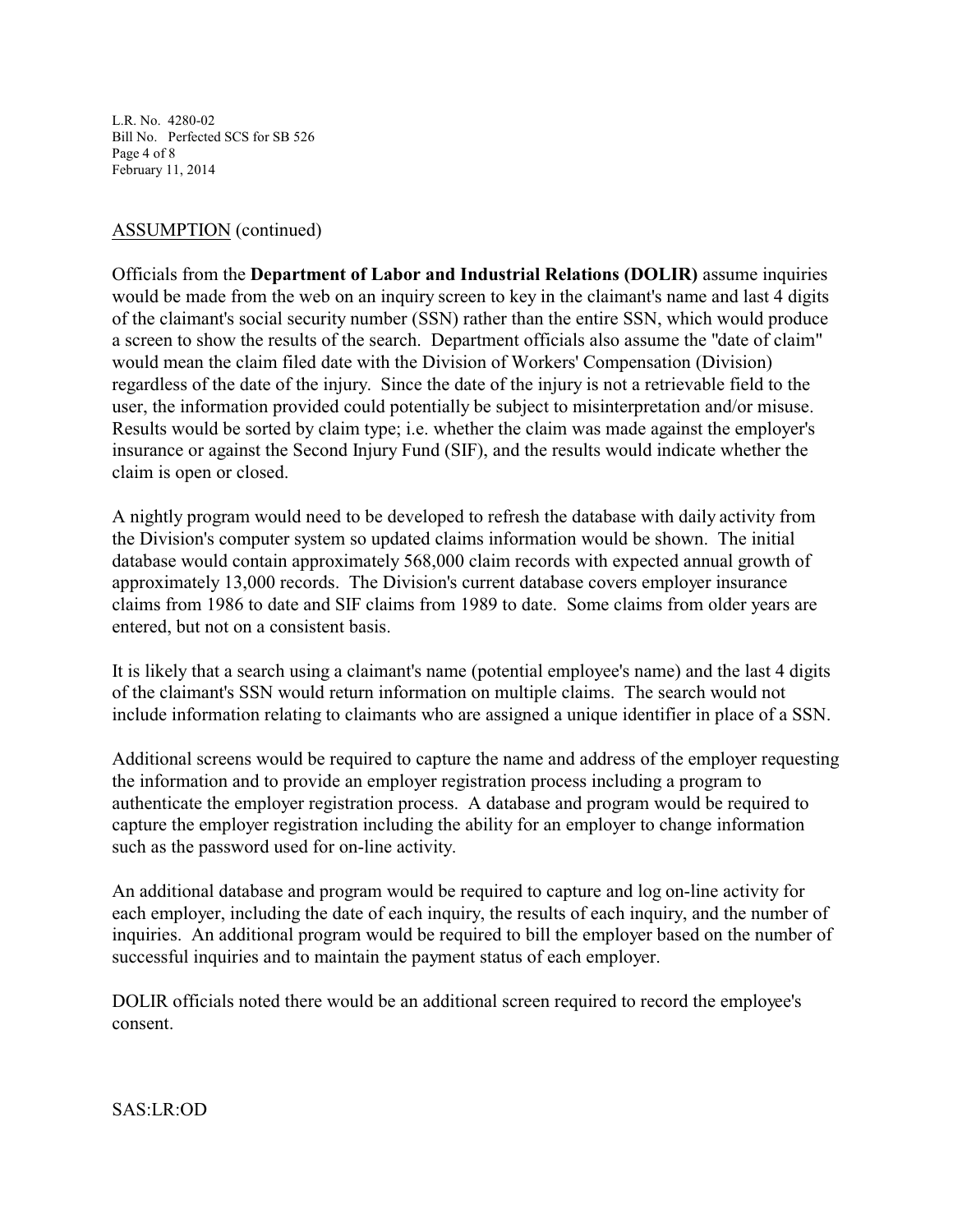ASSUMPTION (continued)

Officials from the **Department of Labor and Industrial Relations (DOLIR)** assume inquiries would be made from the web on an inquiry screen to key in the claimant's name and last 4 digits of the claimant's social security number (SSN) rather than the entire SSN, which would produce a screen to show the results of the search. Department officials also assume the "date of claim" would mean the claim filed date with the Division of Workers' Compensation (Division) regardless of the date of the injury. Since the date of the injury is not a retrievable field to the user, the information provided could potentially be subject to misinterpretation and/or misuse. Results would be sorted by claim type; i.e. whether the claim was made against the employer's insurance or against the Second Injury Fund (SIF), and the results would indicate whether the claim is open or closed.

A nightly program would need to be developed to refresh the database with daily activity from the Division's computer system so updated claims information would be shown. The initial database would contain approximately 568,000 claim records with expected annual growth of approximately 13,000 records. The Division's current database covers employer insurance claims from 1986 to date and SIF claims from 1989 to date. Some claims from older years are entered, but not on a consistent basis.

It is likely that a search using a claimant's name (potential employee's name) and the last 4 digits of the claimant's SSN would return information on multiple claims. The search would not include information relating to claimants who are assigned a unique identifier in place of a SSN.

Additional screens would be required to capture the name and address of the employer requesting the information and to provide an employer registration process including a program to authenticate the employer registration process. A database and program would be required to capture the employer registration including the ability for an employer to change information such as the password used for on-line activity.

An additional database and program would be required to capture and log on-line activity for each employer, including the date of each inquiry, the results of each inquiry, and the number of inquiries. An additional program would be required to bill the employer based on the number of successful inquiries and to maintain the payment status of each employer.

DOLIR officials noted there would be an additional screen required to record the employee's consent.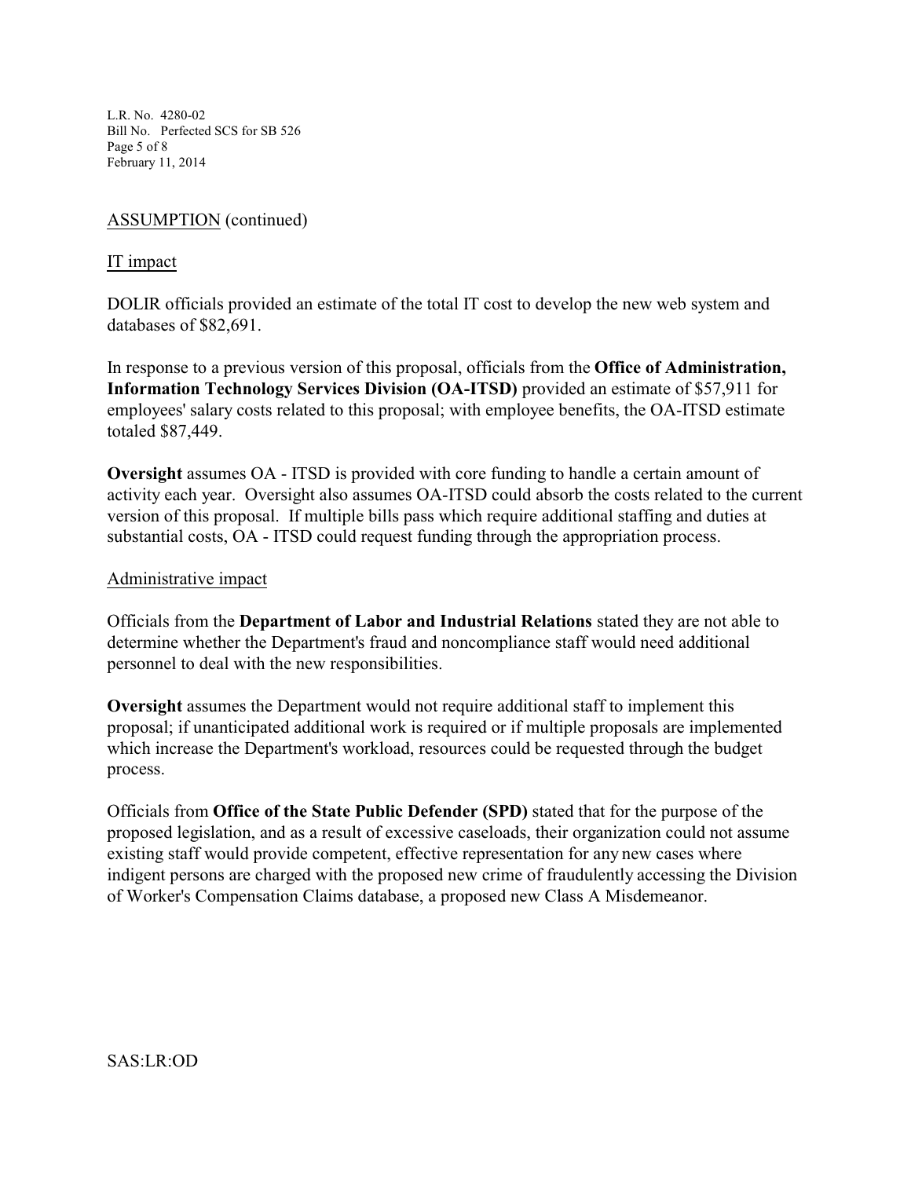ASSUMPTION (continued)

IT impact

DOLIR officials provided an estimate of the total IT cost to develop the new web system and databases of $82,691.

In response to a previous version of this proposal, officials from the **Office of Administration, Information Technology Services Division (OA-ITSD)** provided an estimate of $57,911 for employees' salary costs related to this proposal; with employee benefits, the OA-ITSD estimate totaled $87,449.

**Oversight** assumes OA - ITSD is provided with core funding to handle a certain amount of activity each year. Oversight also assumes OA-ITSD could absorb the costs related to the current version of this proposal. If multiple bills pass which require additional staffing and duties at substantial costs, OA - ITSD could request funding through the appropriation process.

Administrative impact

Officials from the **Department of Labor and Industrial Relations** stated they are not able to determine whether the Department's fraud and noncompliance staff would need additional personnel to deal with the new responsibilities.

**Oversight** assumes the Department would not require additional staff to implement this proposal; if unanticipated additional work is required or if multiple proposals are implemented which increase the Department's workload, resources could be requested through the budget process.

Officials from **Office of the State Public Defender (SPD)** stated that for the purpose of the proposed legislation, and as a result of excessive caseloads, their organization could not assume existing staff would provide competent, effective representation for any new cases where indigent persons are charged with the proposed new crime of fraudulently accessing the Division of Worker's Compensation Claims database, a proposed new Class A Misdemeanor.

SAS:LR:OD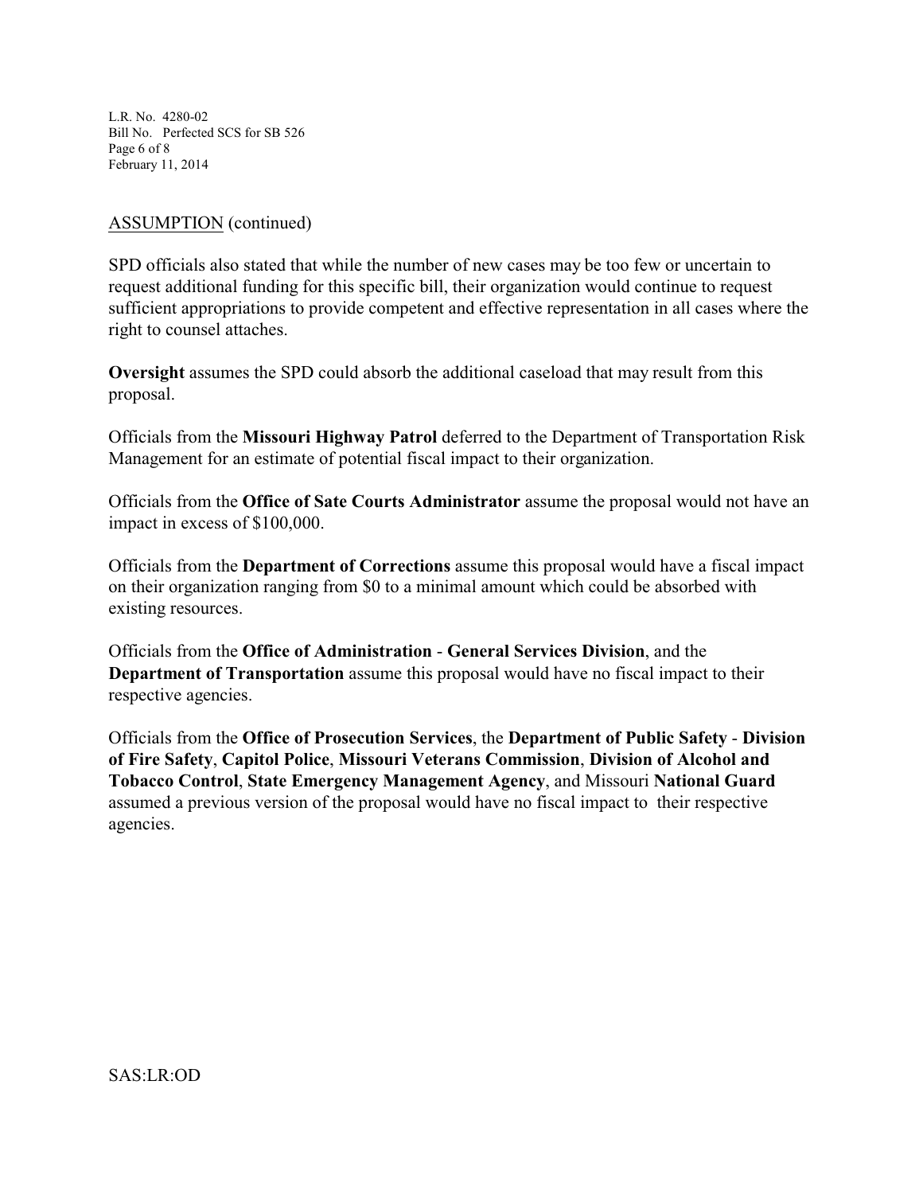ASSUMPTION (continued)

SPD officials also stated that while the number of new cases may be too few or uncertain to request additional funding for this specific bill, their organization would continue to request sufficient appropriations to provide competent and effective representation in all cases where the right to counsel attaches.

**Oversight** assumes the SPD could absorb the additional caseload that may result from this proposal.

Officials from the **Missouri Highway Patrol** deferred to the Department of Transportation Risk Management for an estimate of potential fiscal impact to their organization.

Officials from the **Office of Sate Courts Administrator** assume the proposal would not have an impact in excess of $100,000.

Officials from the **Department of Corrections** assume this proposal would have a fiscal impact on their organization ranging from $0 to a minimal amount which could be absorbed with existing resources.

Officials from the **Office of Administration** - **General Services Division**, and the **Department of Transportation** assume this proposal would have no fiscal impact to their respective agencies.

Officials from the **Office of Prosecution Services**, the **Department of Public Safety** - **Division of Fire Safety**, **Capitol Police**, **Missouri Veterans Commission**, **Division of Alcohol and Tobacco Control**, **State Emergency Management Agency**, and Missouri **National Guard** assumed a previous version of the proposal would have no fiscal impact to their respective agencies.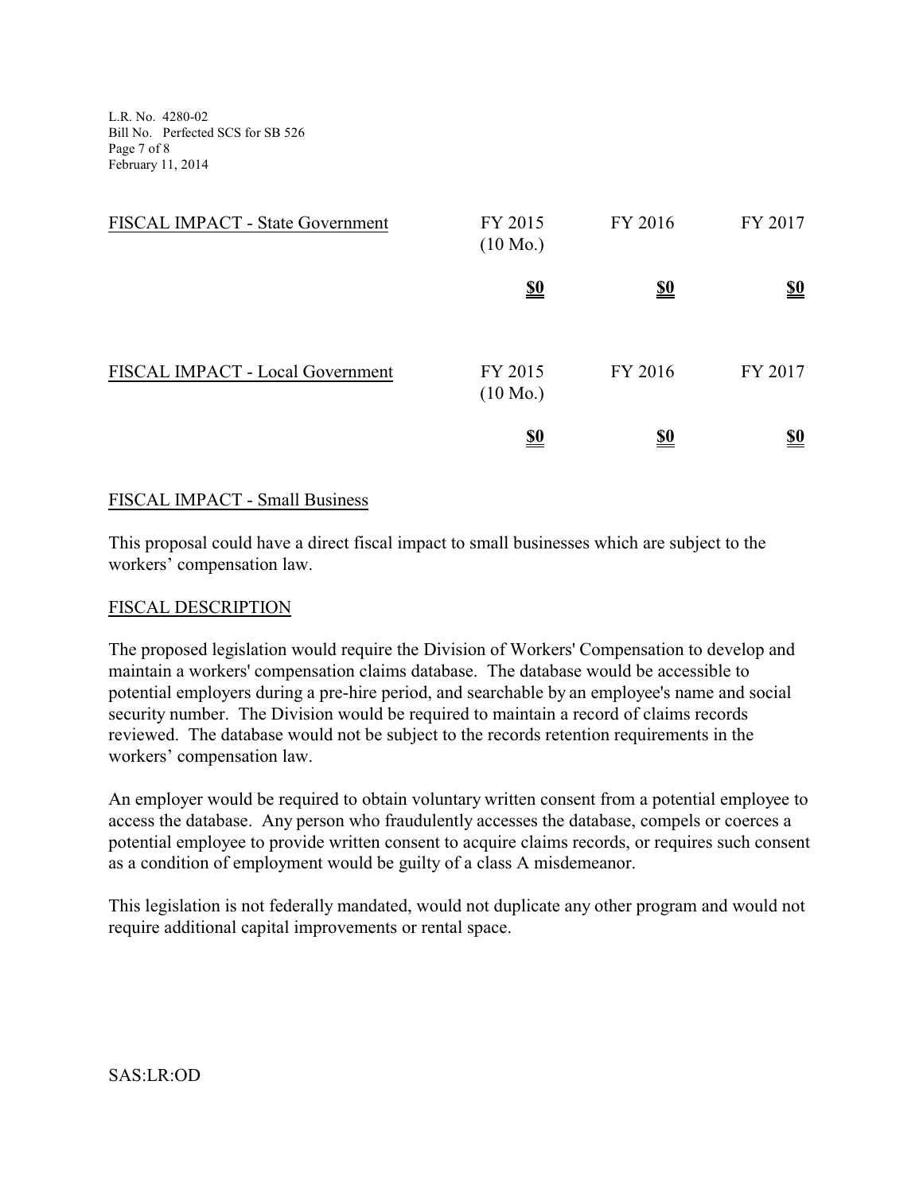| FISCAL IMPACT - State Government | FY 2015 (10 Mo.) | FY 2016 | FY 2017 |
|---|---|---|---|
| | **$0** | **$0** | **$0** |

| FISCAL IMPACT - Local Government | FY 2015 (10 Mo.) | FY 2016 | FY 2017 |
|---|---|---|---|
| | **$0** | **$0** | **$0** |

## FISCAL IMPACT - Small Business

This proposal could have a direct fiscal impact to small businesses which are subject to the workers' compensation law.

## FISCAL DESCRIPTION

The proposed legislation would require the Division of Workers' Compensation to develop and maintain a workers' compensation claims database. The database would be accessible to potential employers during a pre-hire period, and searchable by an employee's name and social security number. The Division would be required to maintain a record of claims records reviewed. The database would not be subject to the records retention requirements in the workers' compensation law.

An employer would be required to obtain voluntary written consent from a potential employee to access the database. Any person who fraudulently accesses the database, compels or coerces a potential employee to provide written consent to acquire claims records, or requires such consent as a condition of employment would be guilty of a class A misdemeanor.

This legislation is not federally mandated, would not duplicate any other program and would not require additional capital improvements or rental space.

SAS:LR:OD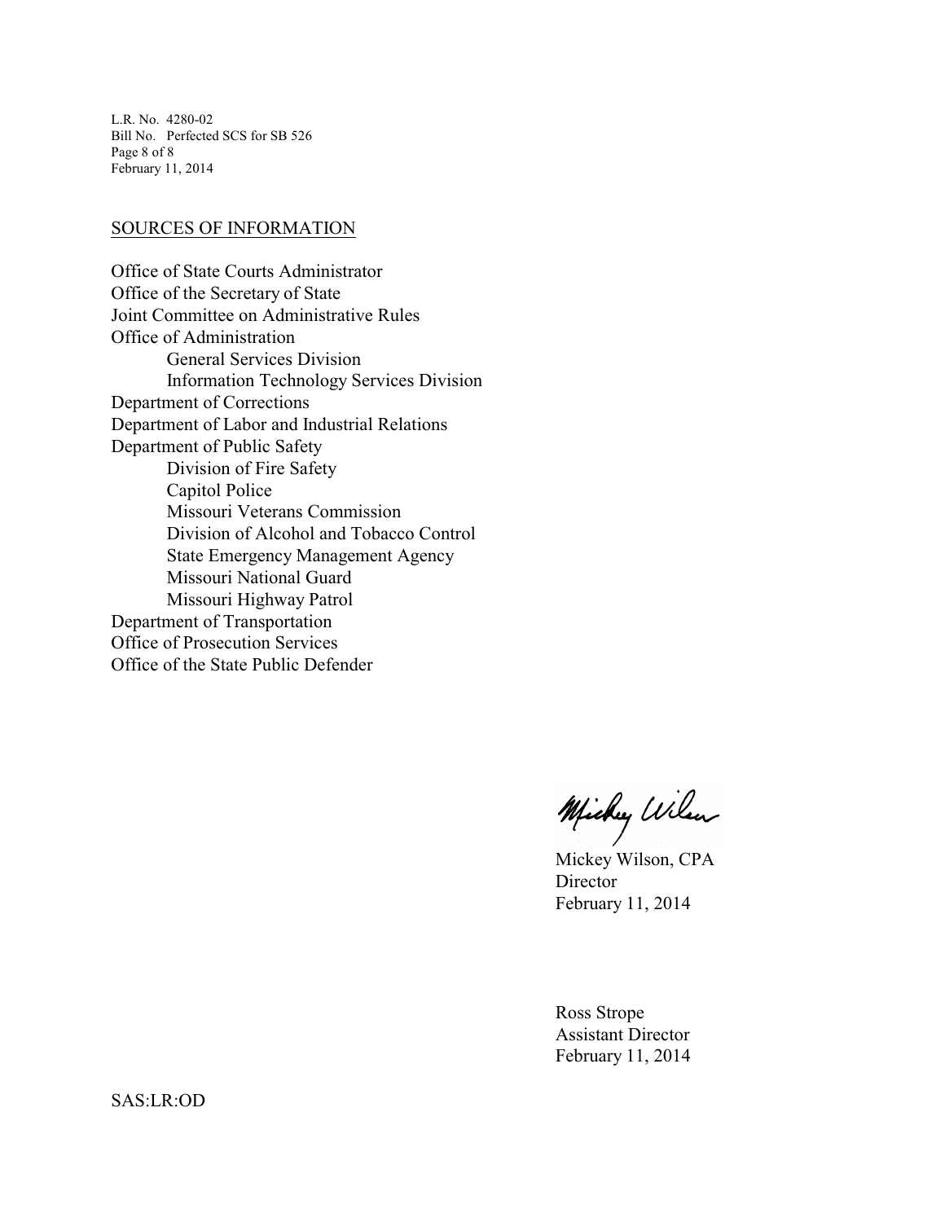## SOURCES OF INFORMATION

Office of State Courts Administrator
Office of the Secretary of State
Joint Committee on Administrative Rules
Office of Administration
    General Services Division
    Information Technology Services Division
Department of Corrections
Department of Labor and Industrial Relations
Department of Public Safety
    Division of Fire Safety
    Capitol Police
    Missouri Veterans Commission
    Division of Alcohol and Tobacco Control
    State Emergency Management Agency
    Missouri National Guard
    Missouri Highway Patrol
Department of Transportation
Office of Prosecution Services
Office of the State Public Defender

Mickey Wilson, CPA
Director
February 11, 2014

Ross Strope
Assistant Director
February 11, 2014

SAS:LR:OD